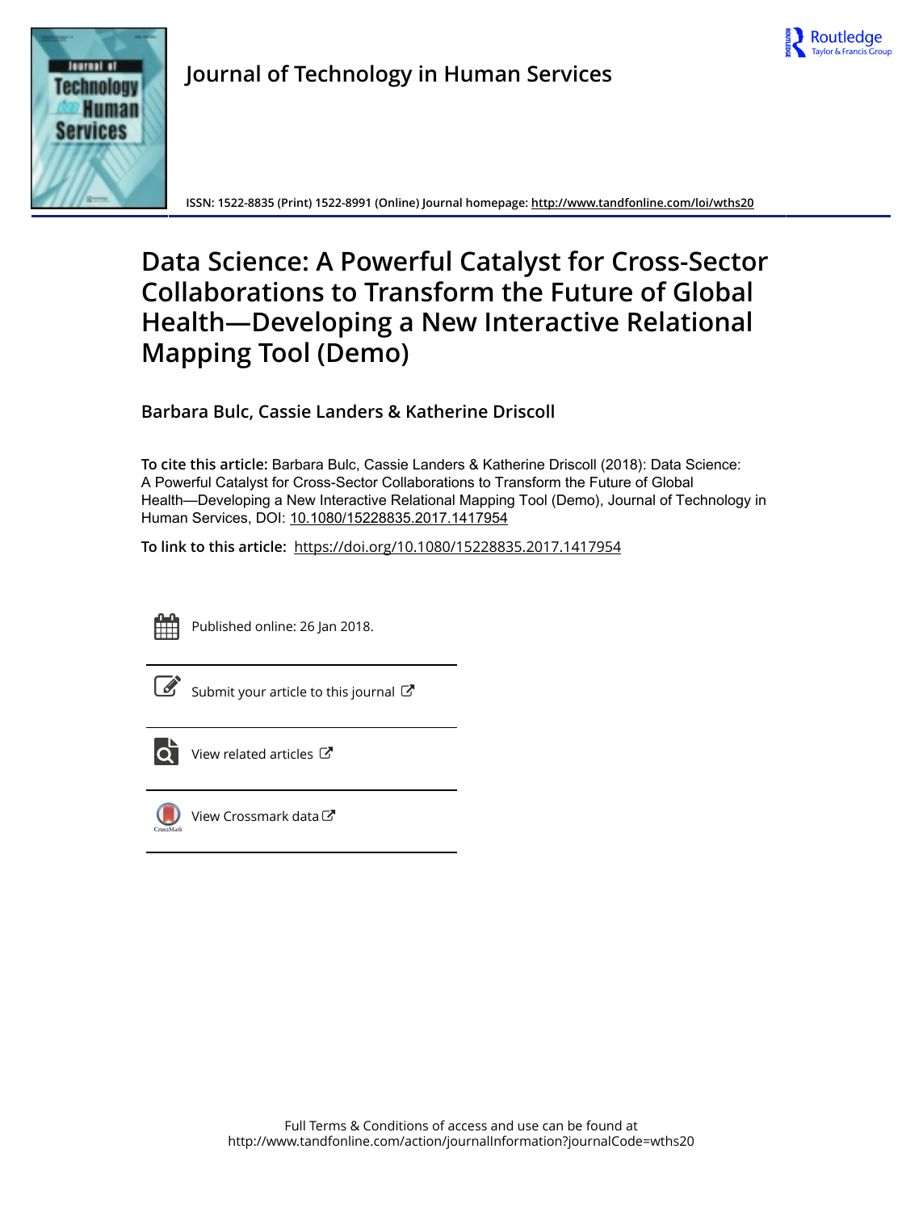# Journal of Technology in Human Services

ISSN: 1522-8835 (Print) 1522-8991 (Online) Journal homepage: http://www.tandfonline.com/loi/wths20

# Data Science: A Powerful Catalyst for Cross-Sector Collaborations to Transform the Future of Global Health—Developing a New Interactive Relational Mapping Tool (Demo)

**Barbara Bulc, Cassie Landers & Katherine Driscoll**

**To cite this article:** Barbara Bulc, Cassie Landers & Katherine Driscoll (2018): Data Science: A Powerful Catalyst for Cross-Sector Collaborations to Transform the Future of Global Health—Developing a New Interactive Relational Mapping Tool (Demo), Journal of Technology in Human Services, DOI: 10.1080/15228835.2017.1417954

**To link to this article:** https://doi.org/10.1080/15228835.2017.1417954

Published online: 26 Jan 2018.

Submit your article to this journal

View related articles

View Crossmark data

Full Terms & Conditions of access and use can be found at
http://www.tandfonline.com/action/journalInformation?journalCode=wths20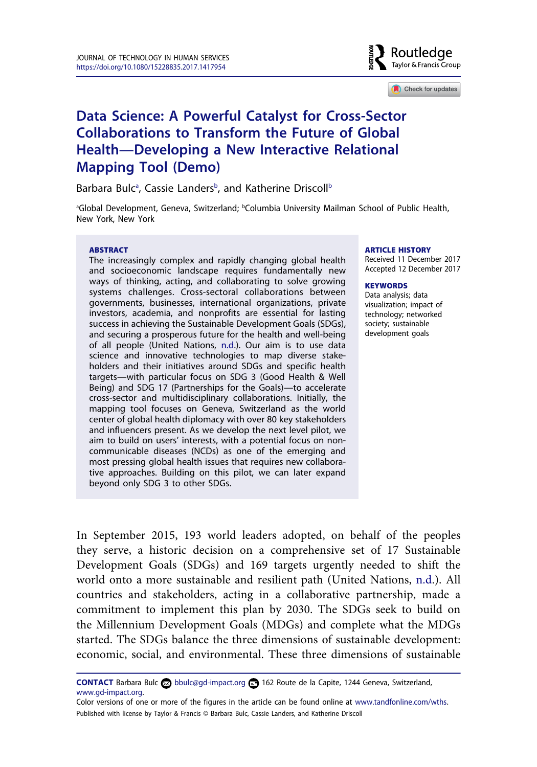# Data Science: A Powerful Catalyst for Cross-Sector Collaborations to Transform the Future of Global Health—Developing a New Interactive Relational Mapping Tool (Demo)

Barbara Bulc[a], Cassie Landers[b], and Katherine Driscoll[b]

[a]Global Development, Geneva, Switzerland; [b]Columbia University Mailman School of Public Health, New York, New York

**ABSTRACT**

The increasingly complex and rapidly changing global health and socioeconomic landscape requires fundamentally new ways of thinking, acting, and collaborating to solve growing systems challenges. Cross-sectoral collaborations between governments, businesses, international organizations, private investors, academia, and nonprofits are essential for lasting success in achieving the Sustainable Development Goals (SDGs), and securing a prosperous future for the health and well-being of all people (United Nations, n.d.). Our aim is to use data science and innovative technologies to map diverse stakeholders and their initiatives around SDGs and specific health targets—with particular focus on SDG 3 (Good Health & Well Being) and SDG 17 (Partnerships for the Goals)—to accelerate cross-sector and multidisciplinary collaborations. Initially, the mapping tool focuses on Geneva, Switzerland as the world center of global health diplomacy with over 80 key stakeholders and influencers present. As we develop the next level pilot, we aim to build on users' interests, with a potential focus on non-communicable diseases (NCDs) as one of the emerging and most pressing global health issues that requires new collaborative approaches. Building on this pilot, we can later expand beyond only SDG 3 to other SDGs.

**ARTICLE HISTORY**

Received 11 December 2017
Accepted 12 December 2017

**KEYWORDS**

Data analysis; data visualization; impact of technology; networked society; sustainable development goals

In September 2015, 193 world leaders adopted, on behalf of the peoples they serve, a historic decision on a comprehensive set of 17 Sustainable Development Goals (SDGs) and 169 targets urgently needed to shift the world onto a more sustainable and resilient path (United Nations, n.d.). All countries and stakeholders, acting in a collaborative partnership, made a commitment to implement this plan by 2030. The SDGs seek to build on the Millennium Development Goals (MDGs) and complete what the MDGs started. The SDGs balance the three dimensions of sustainable development: economic, social, and environmental. These three dimensions of sustainable

**CONTACT** Barbara Bulc bbulc@gd-impact.org 162 Route de la Capite, 1244 Geneva, Switzerland, www.gd-impact.org.

Color versions of one or more of the figures in the article can be found online at www.tandfonline.com/wths.

Published with license by Taylor & Francis © Barbara Bulc, Cassie Landers, and Katherine Driscoll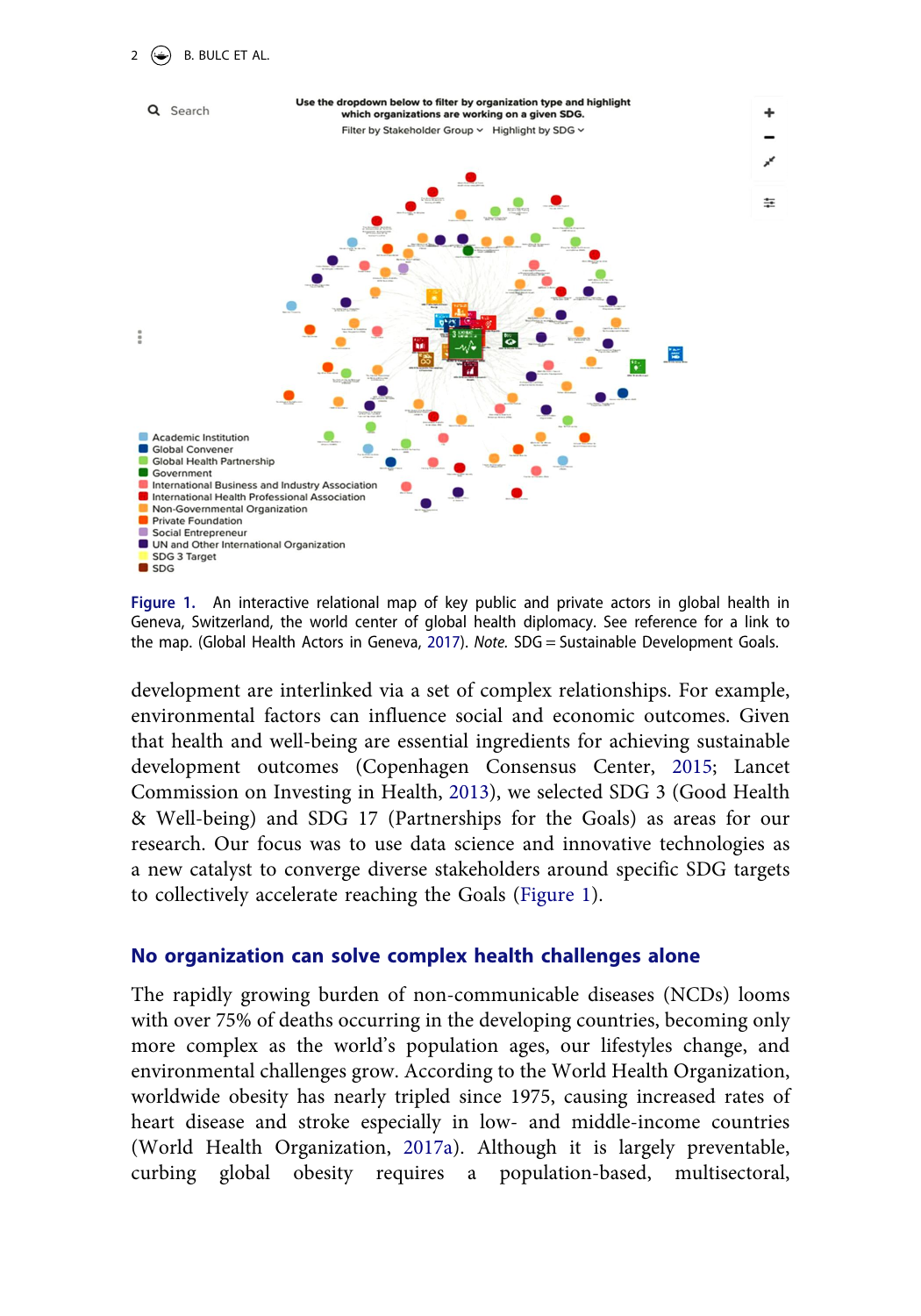Figure 1. An interactive relational map of key public and private actors in global health in Geneva, Switzerland, the world center of global health diplomacy. See reference for a link to the map. (Global Health Actors in Geneva, 2017). *Note.* SDG = Sustainable Development Goals.

development are interlinked via a set of complex relationships. For example, environmental factors can influence social and economic outcomes. Given that health and well-being are essential ingredients for achieving sustainable development outcomes (Copenhagen Consensus Center, 2015; Lancet Commission on Investing in Health, 2013), we selected SDG 3 (Good Health & Well-being) and SDG 17 (Partnerships for the Goals) as areas for our research. Our focus was to use data science and innovative technologies as a new catalyst to converge diverse stakeholders around specific SDG targets to collectively accelerate reaching the Goals (Figure 1).

## No organization can solve complex health challenges alone

The rapidly growing burden of non-communicable diseases (NCDs) looms with over 75% of deaths occurring in the developing countries, becoming only more complex as the world's population ages, our lifestyles change, and environmental challenges grow. According to the World Health Organization, worldwide obesity has nearly tripled since 1975, causing increased rates of heart disease and stroke especially in low- and middle-income countries (World Health Organization, 2017a). Although it is largely preventable, curbing global obesity requires a population-based, multisectoral,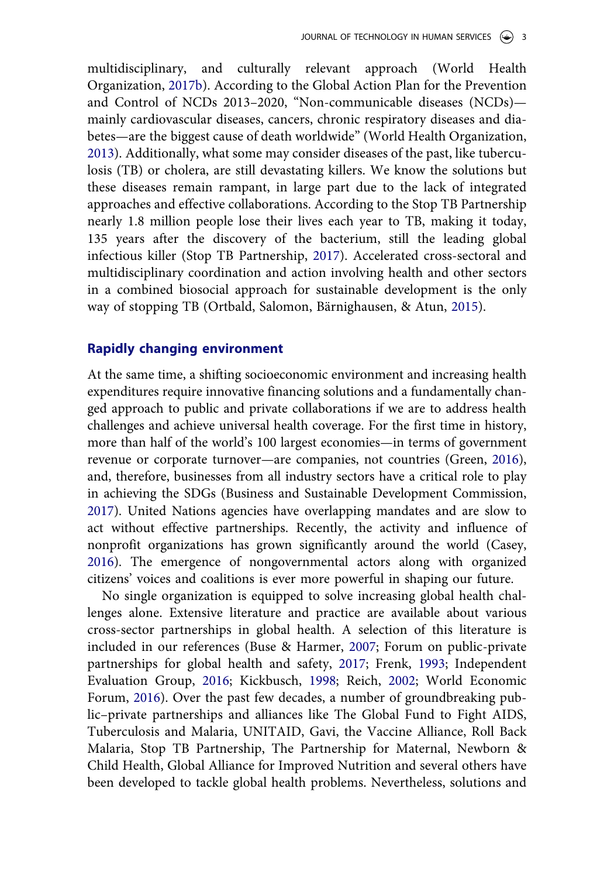multidisciplinary, and culturally relevant approach (World Health Organization, 2017b). According to the Global Action Plan for the Prevention and Control of NCDs 2013–2020, "Non-communicable diseases (NCDs)—mainly cardiovascular diseases, cancers, chronic respiratory diseases and diabetes—are the biggest cause of death worldwide" (World Health Organization, 2013). Additionally, what some may consider diseases of the past, like tuberculosis (TB) or cholera, are still devastating killers. We know the solutions but these diseases remain rampant, in large part due to the lack of integrated approaches and effective collaborations. According to the Stop TB Partnership nearly 1.8 million people lose their lives each year to TB, making it today, 135 years after the discovery of the bacterium, still the leading global infectious killer (Stop TB Partnership, 2017). Accelerated cross-sectoral and multidisciplinary coordination and action involving health and other sectors in a combined biosocial approach for sustainable development is the only way of stopping TB (Ortbald, Salomon, Bärnighausen, & Atun, 2015).

## Rapidly changing environment

At the same time, a shifting socioeconomic environment and increasing health expenditures require innovative financing solutions and a fundamentally changed approach to public and private collaborations if we are to address health challenges and achieve universal health coverage. For the first time in history, more than half of the world's 100 largest economies—in terms of government revenue or corporate turnover—are companies, not countries (Green, 2016), and, therefore, businesses from all industry sectors have a critical role to play in achieving the SDGs (Business and Sustainable Development Commission, 2017). United Nations agencies have overlapping mandates and are slow to act without effective partnerships. Recently, the activity and influence of nonprofit organizations has grown significantly around the world (Casey, 2016). The emergence of nongovernmental actors along with organized citizens' voices and coalitions is ever more powerful in shaping our future.

No single organization is equipped to solve increasing global health challenges alone. Extensive literature and practice are available about various cross-sector partnerships in global health. A selection of this literature is included in our references (Buse & Harmer, 2007; Forum on public-private partnerships for global health and safety, 2017; Frenk, 1993; Independent Evaluation Group, 2016; Kickbusch, 1998; Reich, 2002; World Economic Forum, 2016). Over the past few decades, a number of groundbreaking public–private partnerships and alliances like The Global Fund to Fight AIDS, Tuberculosis and Malaria, UNITAID, Gavi, the Vaccine Alliance, Roll Back Malaria, Stop TB Partnership, The Partnership for Maternal, Newborn & Child Health, Global Alliance for Improved Nutrition and several others have been developed to tackle global health problems. Nevertheless, solutions and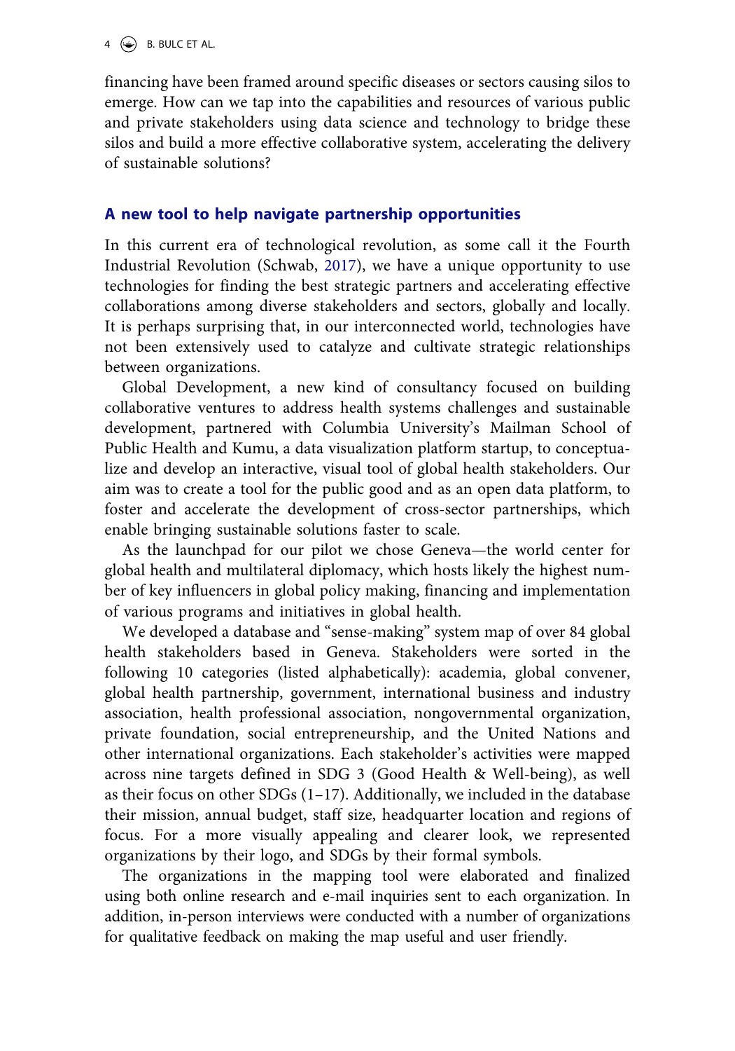financing have been framed around specific diseases or sectors causing silos to emerge. How can we tap into the capabilities and resources of various public and private stakeholders using data science and technology to bridge these silos and build a more effective collaborative system, accelerating the delivery of sustainable solutions?

## A new tool to help navigate partnership opportunities

In this current era of technological revolution, as some call it the Fourth Industrial Revolution (Schwab, 2017), we have a unique opportunity to use technologies for finding the best strategic partners and accelerating effective collaborations among diverse stakeholders and sectors, globally and locally. It is perhaps surprising that, in our interconnected world, technologies have not been extensively used to catalyze and cultivate strategic relationships between organizations.

Global Development, a new kind of consultancy focused on building collaborative ventures to address health systems challenges and sustainable development, partnered with Columbia University's Mailman School of Public Health and Kumu, a data visualization platform startup, to conceptualize and develop an interactive, visual tool of global health stakeholders. Our aim was to create a tool for the public good and as an open data platform, to foster and accelerate the development of cross-sector partnerships, which enable bringing sustainable solutions faster to scale.

As the launchpad for our pilot we chose Geneva—the world center for global health and multilateral diplomacy, which hosts likely the highest number of key influencers in global policy making, financing and implementation of various programs and initiatives in global health.

We developed a database and "sense-making" system map of over 84 global health stakeholders based in Geneva. Stakeholders were sorted in the following 10 categories (listed alphabetically): academia, global convener, global health partnership, government, international business and industry association, health professional association, nongovernmental organization, private foundation, social entrepreneurship, and the United Nations and other international organizations. Each stakeholder's activities were mapped across nine targets defined in SDG 3 (Good Health & Well-being), as well as their focus on other SDGs (1–17). Additionally, we included in the database their mission, annual budget, staff size, headquarter location and regions of focus. For a more visually appealing and clearer look, we represented organizations by their logo, and SDGs by their formal symbols.

The organizations in the mapping tool were elaborated and finalized using both online research and e-mail inquiries sent to each organization. In addition, in-person interviews were conducted with a number of organizations for qualitative feedback on making the map useful and user friendly.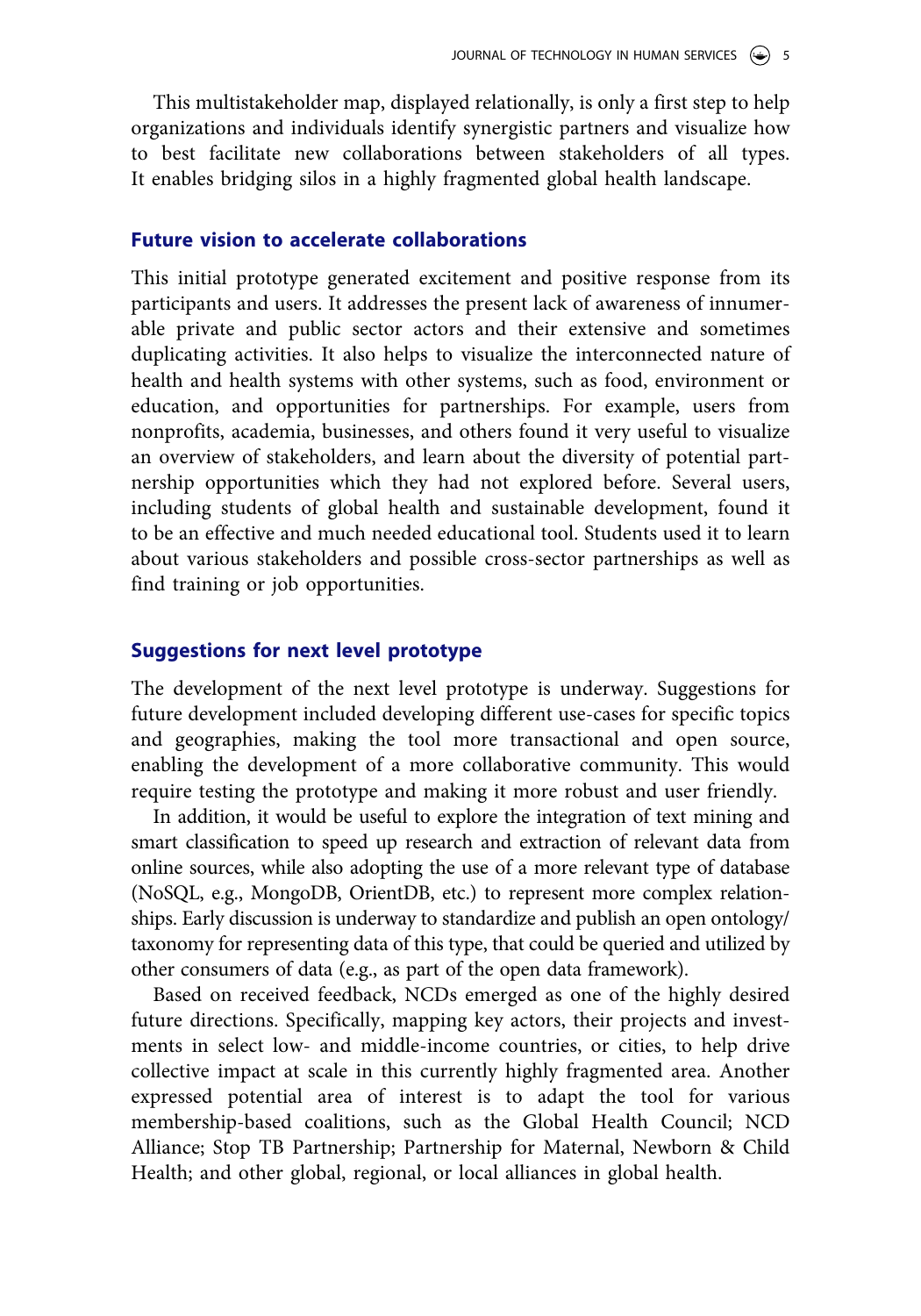This multistakeholder map, displayed relationally, is only a first step to help organizations and individuals identify synergistic partners and visualize how to best facilitate new collaborations between stakeholders of all types. It enables bridging silos in a highly fragmented global health landscape.

## Future vision to accelerate collaborations

This initial prototype generated excitement and positive response from its participants and users. It addresses the present lack of awareness of innumerable private and public sector actors and their extensive and sometimes duplicating activities. It also helps to visualize the interconnected nature of health and health systems with other systems, such as food, environment or education, and opportunities for partnerships. For example, users from nonprofits, academia, businesses, and others found it very useful to visualize an overview of stakeholders, and learn about the diversity of potential partnership opportunities which they had not explored before. Several users, including students of global health and sustainable development, found it to be an effective and much needed educational tool. Students used it to learn about various stakeholders and possible cross-sector partnerships as well as find training or job opportunities.

## Suggestions for next level prototype

The development of the next level prototype is underway. Suggestions for future development included developing different use-cases for specific topics and geographies, making the tool more transactional and open source, enabling the development of a more collaborative community. This would require testing the prototype and making it more robust and user friendly.

In addition, it would be useful to explore the integration of text mining and smart classification to speed up research and extraction of relevant data from online sources, while also adopting the use of a more relevant type of database (NoSQL, e.g., MongoDB, OrientDB, etc.) to represent more complex relationships. Early discussion is underway to standardize and publish an open ontology/taxonomy for representing data of this type, that could be queried and utilized by other consumers of data (e.g., as part of the open data framework).

Based on received feedback, NCDs emerged as one of the highly desired future directions. Specifically, mapping key actors, their projects and investments in select low- and middle-income countries, or cities, to help drive collective impact at scale in this currently highly fragmented area. Another expressed potential area of interest is to adapt the tool for various membership-based coalitions, such as the Global Health Council; NCD Alliance; Stop TB Partnership; Partnership for Maternal, Newborn & Child Health; and other global, regional, or local alliances in global health.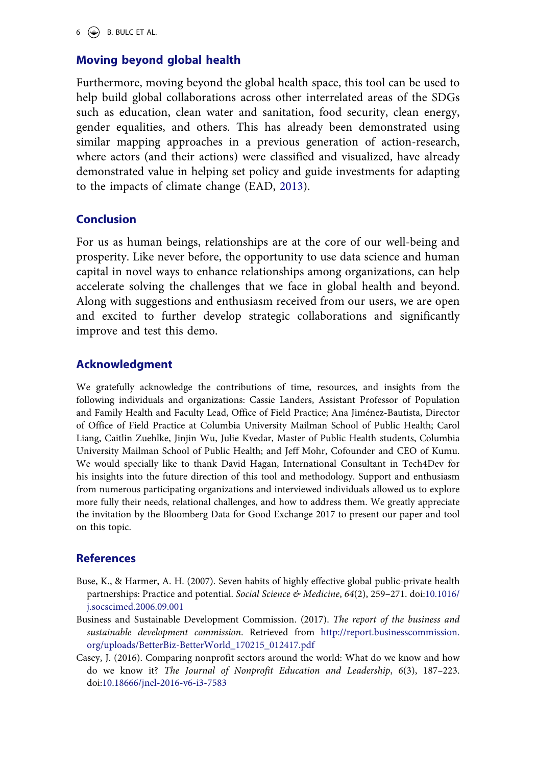## Moving beyond global health

Furthermore, moving beyond the global health space, this tool can be used to help build global collaborations across other interrelated areas of the SDGs such as education, clean water and sanitation, food security, clean energy, gender equalities, and others. This has already been demonstrated using similar mapping approaches in a previous generation of action-research, where actors (and their actions) were classified and visualized, have already demonstrated value in helping set policy and guide investments for adapting to the impacts of climate change (EAD, 2013).

## Conclusion

For us as human beings, relationships are at the core of our well-being and prosperity. Like never before, the opportunity to use data science and human capital in novel ways to enhance relationships among organizations, can help accelerate solving the challenges that we face in global health and beyond. Along with suggestions and enthusiasm received from our users, we are open and excited to further develop strategic collaborations and significantly improve and test this demo.

## Acknowledgment

We gratefully acknowledge the contributions of time, resources, and insights from the following individuals and organizations: Cassie Landers, Assistant Professor of Population and Family Health and Faculty Lead, Office of Field Practice; Ana Jiménez-Bautista, Director of Office of Field Practice at Columbia University Mailman School of Public Health; Carol Liang, Caitlin Zuehlke, Jinjin Wu, Julie Kvedar, Master of Public Health students, Columbia University Mailman School of Public Health; and Jeff Mohr, Cofounder and CEO of Kumu. We would specially like to thank David Hagan, International Consultant in Tech4Dev for his insights into the future direction of this tool and methodology. Support and enthusiasm from numerous participating organizations and interviewed individuals allowed us to explore more fully their needs, relational challenges, and how to address them. We greatly appreciate the invitation by the Bloomberg Data for Good Exchange 2017 to present our paper and tool on this topic.

## References

Buse, K., & Harmer, A. H. (2007). Seven habits of highly effective global public-private health partnerships: Practice and potential. *Social Science & Medicine*, *64*(2), 259–271. doi:10.1016/j.socscimed.2006.09.001

Business and Sustainable Development Commission. (2017). *The report of the business and sustainable development commission*. Retrieved from http://report.businesscommission.org/uploads/BetterBiz-BetterWorld_170215_012417.pdf

Casey, J. (2016). Comparing nonprofit sectors around the world: What do we know and how do we know it? *The Journal of Nonprofit Education and Leadership*, *6*(3), 187–223. doi:10.18666/jnel-2016-v6-i3-7583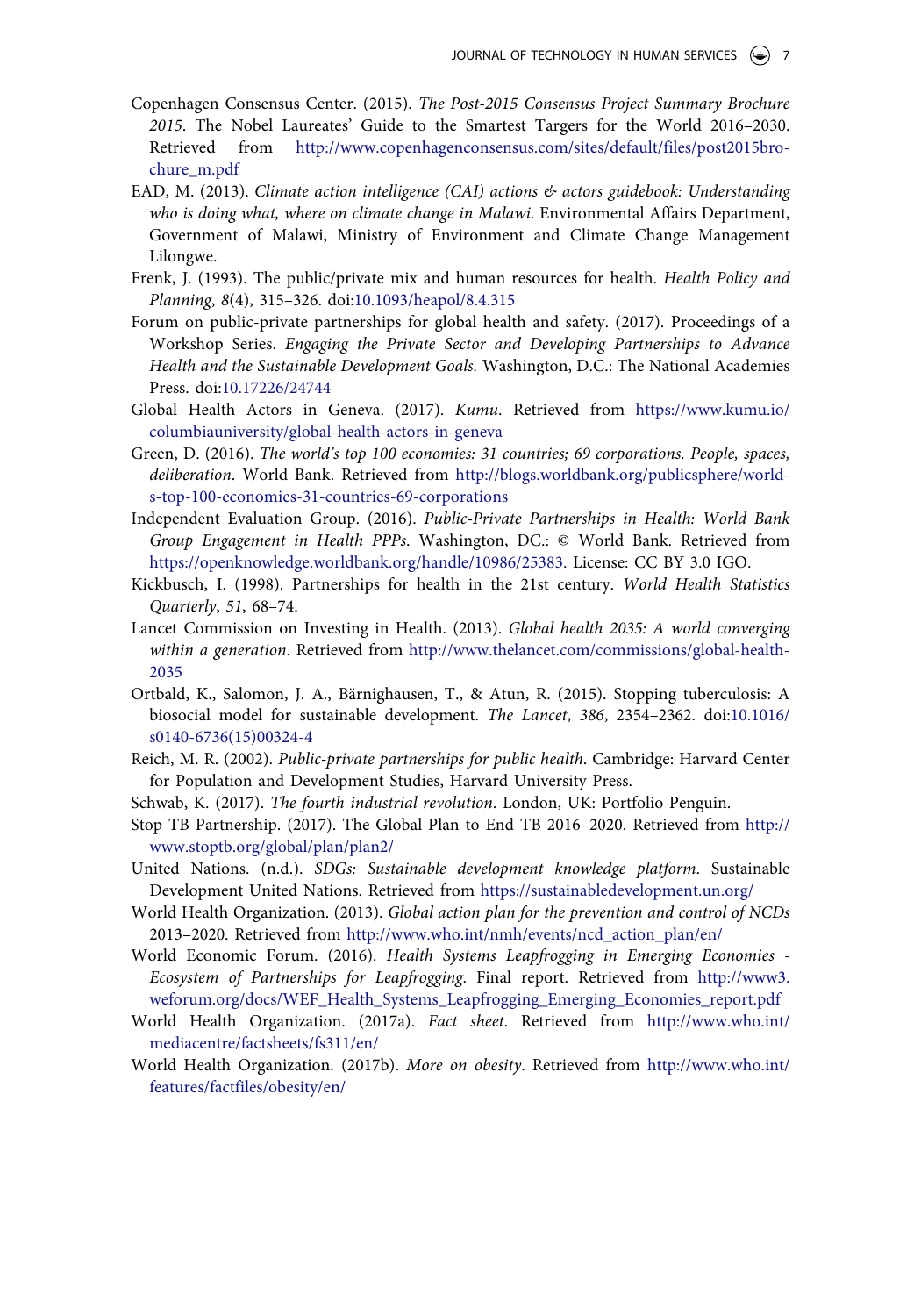Copenhagen Consensus Center. (2015). *The Post-2015 Consensus Project Summary Brochure 2015*. The Nobel Laureates' Guide to the Smartest Targers for the World 2016–2030. Retrieved from http://www.copenhagenconsensus.com/sites/default/files/post2015brochure_m.pdf

EAD, M. (2013). *Climate action intelligence (CAI) actions & actors guidebook: Understanding who is doing what, where on climate change in Malawi*. Environmental Affairs Department, Government of Malawi, Ministry of Environment and Climate Change Management Lilongwe.

Frenk, J. (1993). The public/private mix and human resources for health. *Health Policy and Planning*, *8*(4), 315–326. doi:10.1093/heapol/8.4.315

Forum on public-private partnerships for global health and safety. (2017). Proceedings of a Workshop Series. *Engaging the Private Sector and Developing Partnerships to Advance Health and the Sustainable Development Goals.* Washington, D.C.: The National Academies Press. doi:10.17226/24744

Global Health Actors in Geneva. (2017). *Kumu*. Retrieved from https://www.kumu.io/columbiauniversity/global-health-actors-in-geneva

Green, D. (2016). *The world's top 100 economies: 31 countries; 69 corporations. People, spaces, deliberation*. World Bank. Retrieved from http://blogs.worldbank.org/publicsphere/world-s-top-100-economies-31-countries-69-corporations

Independent Evaluation Group. (2016). *Public-Private Partnerships in Health: World Bank Group Engagement in Health PPPs*. Washington, DC.: © World Bank. Retrieved from https://openknowledge.worldbank.org/handle/10986/25383. License: CC BY 3.0 IGO.

Kickbusch, I. (1998). Partnerships for health in the 21st century. *World Health Statistics Quarterly*, *51*, 68–74.

Lancet Commission on Investing in Health. (2013). *Global health 2035: A world converging within a generation*. Retrieved from http://www.thelancet.com/commissions/global-health-2035

Ortbald, K., Salomon, J. A., Bärnighausen, T., & Atun, R. (2015). Stopping tuberculosis: A biosocial model for sustainable development. *The Lancet*, *386*, 2354–2362. doi:10.1016/s0140-6736(15)00324-4

Reich, M. R. (2002). *Public-private partnerships for public health*. Cambridge: Harvard Center for Population and Development Studies, Harvard University Press.

Schwab, K. (2017). *The fourth industrial revolution*. London, UK: Portfolio Penguin.

Stop TB Partnership. (2017). The Global Plan to End TB 2016–2020. Retrieved from http://www.stoptb.org/global/plan/plan2/

United Nations. (n.d.). *SDGs: Sustainable development knowledge platform*. Sustainable Development United Nations. Retrieved from https://sustainabledevelopment.un.org/

World Health Organization. (2013). *Global action plan for the prevention and control of NCDs* 2013–2020. Retrieved from http://www.who.int/nmh/events/ncd_action_plan/en/

World Economic Forum. (2016). *Health Systems Leapfrogging in Emerging Economies - Ecosystem of Partnerships for Leapfrogging*. Final report. Retrieved from http://www3.weforum.org/docs/WEF_Health_Systems_Leapfrogging_Emerging_Economies_report.pdf

World Health Organization. (2017a). *Fact sheet*. Retrieved from http://www.who.int/mediacentre/factsheets/fs311/en/

World Health Organization. (2017b). *More on obesity*. Retrieved from http://www.who.int/features/factfiles/obesity/en/